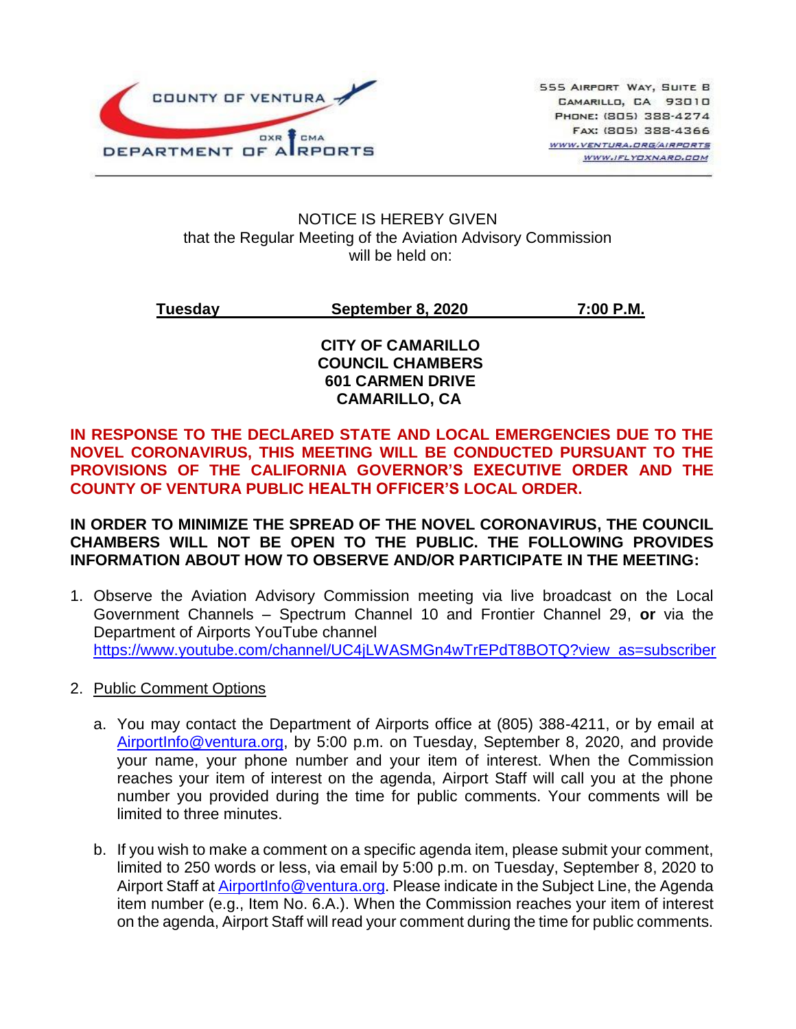COUNTY OF VENTURA
DEPARTMENT OF AIRPORTS
OXR CMA

555 Airport Way, Suite B
Camarillo, CA 93010
Phone: (805) 388-4274
Fax: (805) 388-4366
www.ventura.org/airports
www.iflyoxnard.com

NOTICE IS HEREBY GIVEN
that the Regular Meeting of the Aviation Advisory Commission
will be held on:

**Tuesday September 8, 2020 7:00 P.M.**

**CITY OF CAMARILLO**
**COUNCIL CHAMBERS**
**601 CARMEN DRIVE**
**CAMARILLO, CA**

**IN RESPONSE TO THE DECLARED STATE AND LOCAL EMERGENCIES DUE TO THE NOVEL CORONAVIRUS, THIS MEETING WILL BE CONDUCTED PURSUANT TO THE PROVISIONS OF THE CALIFORNIA GOVERNOR'S EXECUTIVE ORDER AND THE COUNTY OF VENTURA PUBLIC HEALTH OFFICER'S LOCAL ORDER.**

**IN ORDER TO MINIMIZE THE SPREAD OF THE NOVEL CORONAVIRUS, THE COUNCIL CHAMBERS WILL NOT BE OPEN TO THE PUBLIC. THE FOLLOWING PROVIDES INFORMATION ABOUT HOW TO OBSERVE AND/OR PARTICIPATE IN THE MEETING:**

1. Observe the Aviation Advisory Commission meeting via live broadcast on the Local Government Channels – Spectrum Channel 10 and Frontier Channel 29, **or** via the Department of Airports YouTube channel https://www.youtube.com/channel/UC4jLWASMGn4wTrEPdT8BOTQ?view_as=subscriber

2. Public Comment Options

   a. You may contact the Department of Airports office at (805) 388-4211, or by email at AirportInfo@ventura.org, by 5:00 p.m. on Tuesday, September 8, 2020, and provide your name, your phone number and your item of interest. When the Commission reaches your item of interest on the agenda, Airport Staff will call you at the phone number you provided during the time for public comments. Your comments will be limited to three minutes.

   b. If you wish to make a comment on a specific agenda item, please submit your comment, limited to 250 words or less, via email by 5:00 p.m. on Tuesday, September 8, 2020 to Airport Staff at AirportInfo@ventura.org. Please indicate in the Subject Line, the Agenda item number (e.g., Item No. 6.A.). When the Commission reaches your item of interest on the agenda, Airport Staff will read your comment during the time for public comments.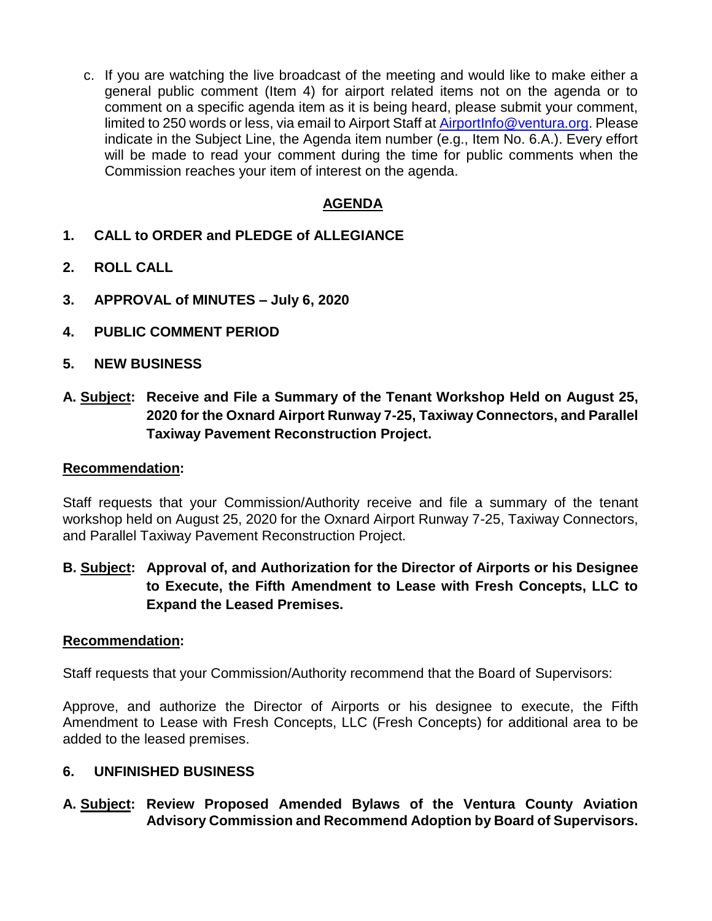c. If you are watching the live broadcast of the meeting and would like to make either a general public comment (Item 4) for airport related items not on the agenda or to comment on a specific agenda item as it is being heard, please submit your comment, limited to 250 words or less, via email to Airport Staff at [AirportInfo@ventura.org](mailto:AirportInfo@ventura.org). Please indicate in the Subject Line, the Agenda item number (e.g., Item No. 6.A.). Every effort will be made to read your comment during the time for public comments when the Commission reaches your item of interest on the agenda.

## AGENDA

**1. CALL to ORDER and PLEDGE of ALLEGIANCE**

**2. ROLL CALL**

**3. APPROVAL of MINUTES – July 6, 2020**

**4. PUBLIC COMMENT PERIOD**

**5. NEW BUSINESS**

**A. Subject: Receive and File a Summary of the Tenant Workshop Held on August 25, 2020 for the Oxnard Airport Runway 7-25, Taxiway Connectors, and Parallel Taxiway Pavement Reconstruction Project.**

**Recommendation:**

Staff requests that your Commission/Authority receive and file a summary of the tenant workshop held on August 25, 2020 for the Oxnard Airport Runway 7-25, Taxiway Connectors, and Parallel Taxiway Pavement Reconstruction Project.

**B. Subject: Approval of, and Authorization for the Director of Airports or his Designee to Execute, the Fifth Amendment to Lease with Fresh Concepts, LLC to Expand the Leased Premises.**

**Recommendation:**

Staff requests that your Commission/Authority recommend that the Board of Supervisors:

Approve, and authorize the Director of Airports or his designee to execute, the Fifth Amendment to Lease with Fresh Concepts, LLC (Fresh Concepts) for additional area to be added to the leased premises.

**6. UNFINISHED BUSINESS**

**A. Subject: Review Proposed Amended Bylaws of the Ventura County Aviation Advisory Commission and Recommend Adoption by Board of Supervisors.**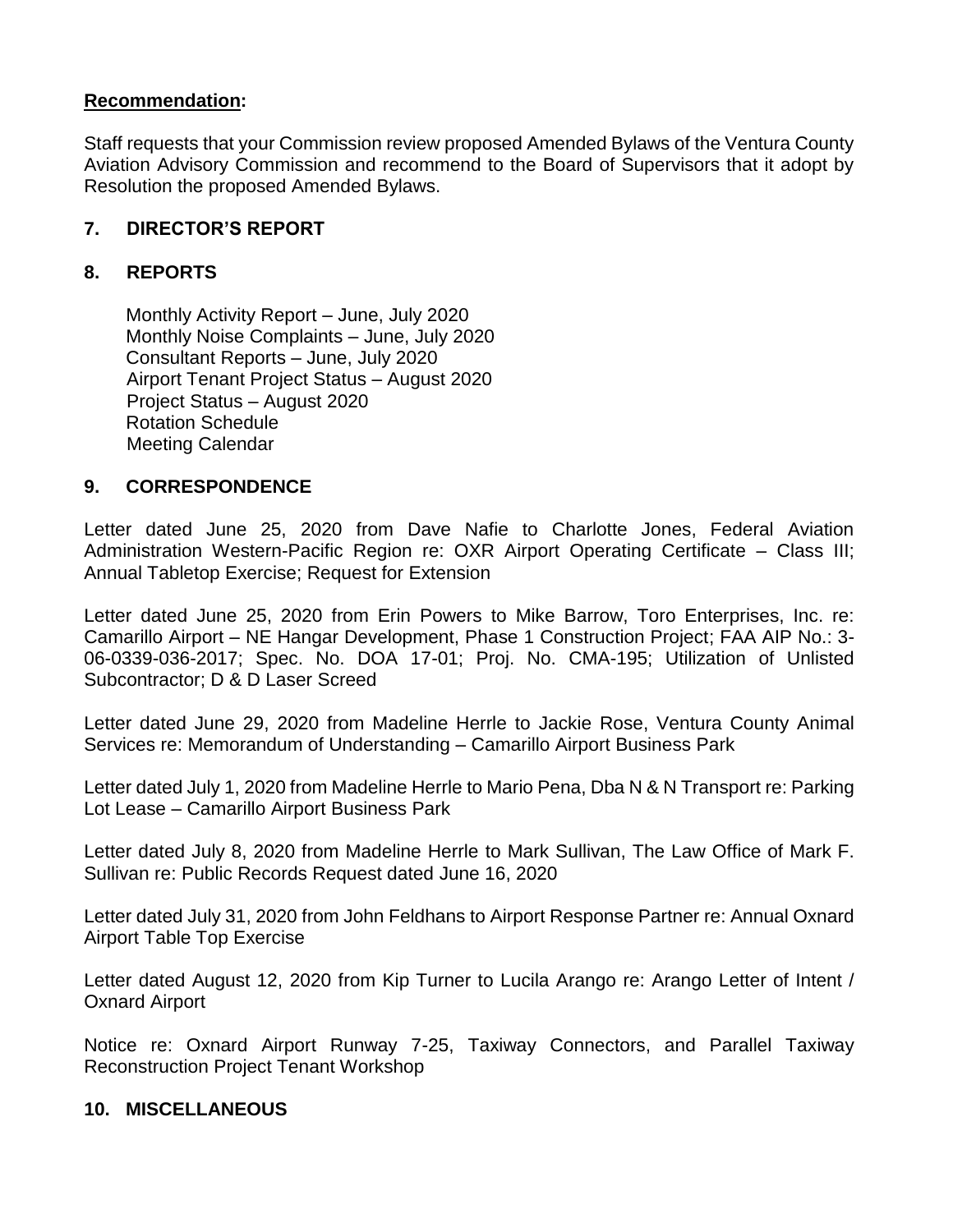**Recommendation:**

Staff requests that your Commission review proposed Amended Bylaws of the Ventura County Aviation Advisory Commission and recommend to the Board of Supervisors that it adopt by Resolution the proposed Amended Bylaws.

## 7. DIRECTOR'S REPORT

## 8. REPORTS

Monthly Activity Report – June, July 2020
Monthly Noise Complaints – June, July 2020
Consultant Reports – June, July 2020
Airport Tenant Project Status – August 2020
Project Status – August 2020
Rotation Schedule
Meeting Calendar

## 9. CORRESPONDENCE

Letter dated June 25, 2020 from Dave Nafie to Charlotte Jones, Federal Aviation Administration Western-Pacific Region re: OXR Airport Operating Certificate – Class III; Annual Tabletop Exercise; Request for Extension

Letter dated June 25, 2020 from Erin Powers to Mike Barrow, Toro Enterprises, Inc. re: Camarillo Airport – NE Hangar Development, Phase 1 Construction Project; FAA AIP No.: 3-06-0339-036-2017; Spec. No. DOA 17-01; Proj. No. CMA-195; Utilization of Unlisted Subcontractor; D & D Laser Screed

Letter dated June 29, 2020 from Madeline Herrle to Jackie Rose, Ventura County Animal Services re: Memorandum of Understanding – Camarillo Airport Business Park

Letter dated July 1, 2020 from Madeline Herrle to Mario Pena, Dba N & N Transport re: Parking Lot Lease – Camarillo Airport Business Park

Letter dated July 8, 2020 from Madeline Herrle to Mark Sullivan, The Law Office of Mark F. Sullivan re: Public Records Request dated June 16, 2020

Letter dated July 31, 2020 from John Feldhans to Airport Response Partner re: Annual Oxnard Airport Table Top Exercise

Letter dated August 12, 2020 from Kip Turner to Lucila Arango re: Arango Letter of Intent / Oxnard Airport

Notice re: Oxnard Airport Runway 7-25, Taxiway Connectors, and Parallel Taxiway Reconstruction Project Tenant Workshop

## 10. MISCELLANEOUS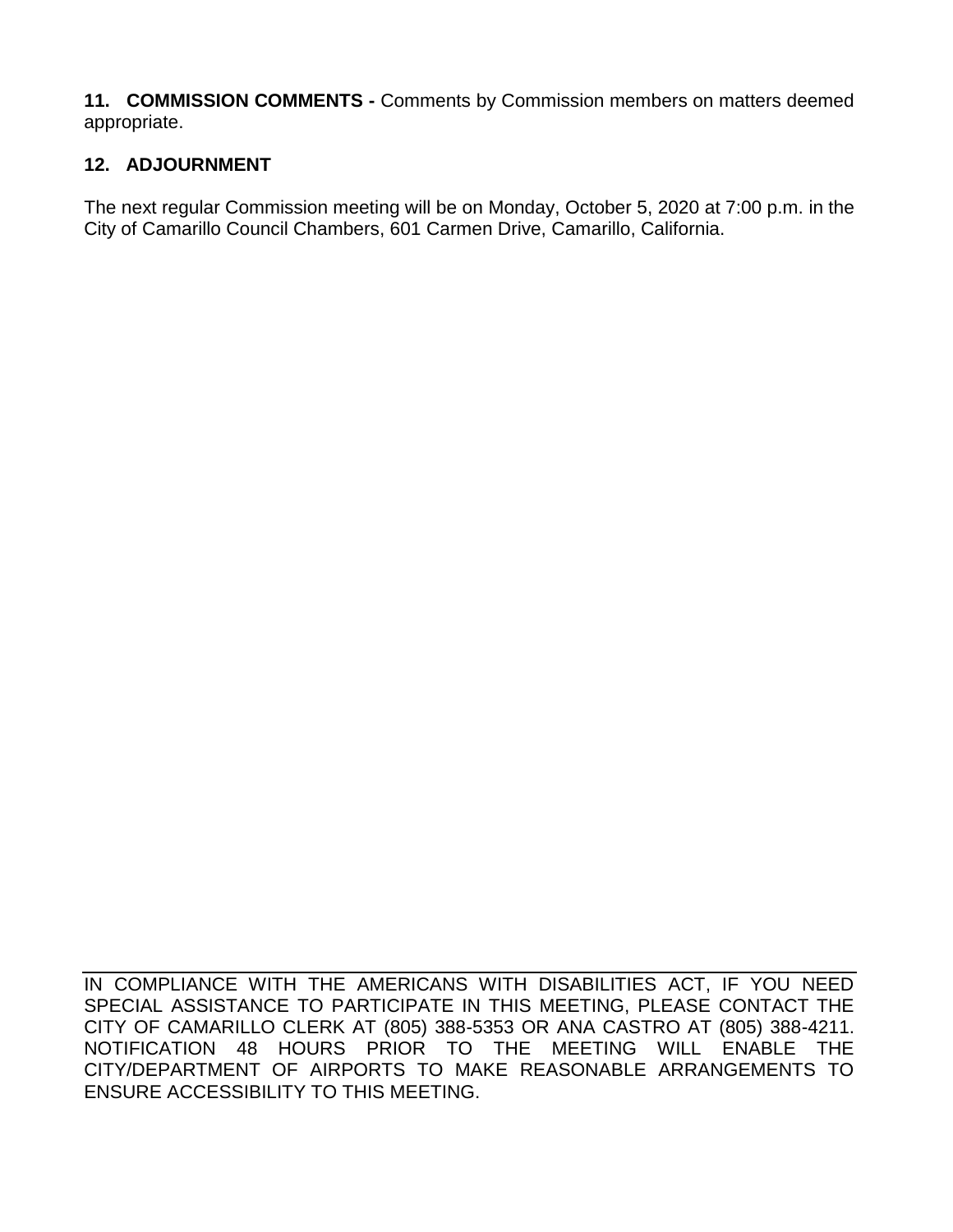**11. COMMISSION COMMENTS -** Comments by Commission members on matters deemed appropriate.

**12. ADJOURNMENT**

The next regular Commission meeting will be on Monday, October 5, 2020 at 7:00 p.m. in the City of Camarillo Council Chambers, 601 Carmen Drive, Camarillo, California.

---

IN COMPLIANCE WITH THE AMERICANS WITH DISABILITIES ACT, IF YOU NEED SPECIAL ASSISTANCE TO PARTICIPATE IN THIS MEETING, PLEASE CONTACT THE CITY OF CAMARILLO CLERK AT (805) 388-5353 OR ANA CASTRO AT (805) 388-4211. NOTIFICATION 48 HOURS PRIOR TO THE MEETING WILL ENABLE THE CITY/DEPARTMENT OF AIRPORTS TO MAKE REASONABLE ARRANGEMENTS TO ENSURE ACCESSIBILITY TO THIS MEETING.